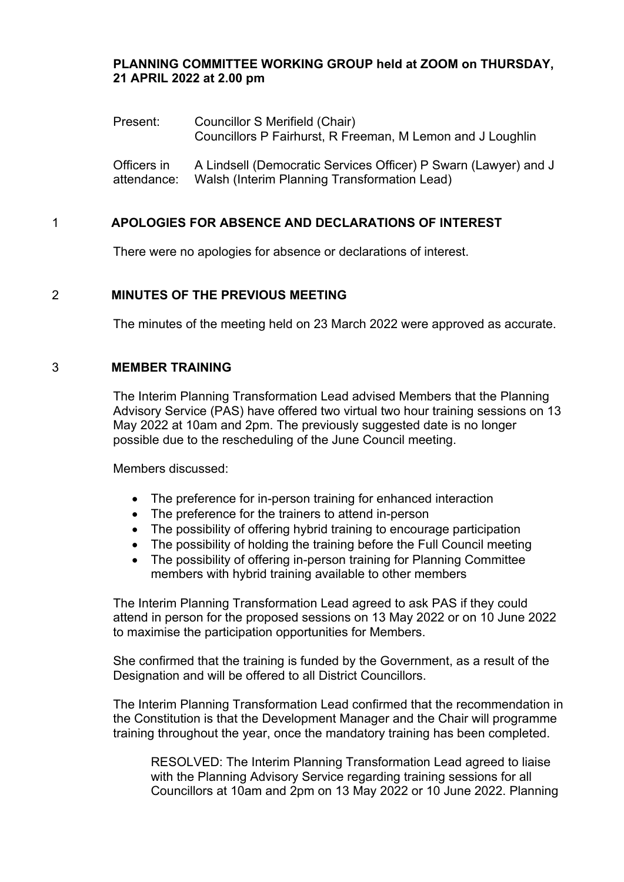**PLANNING COMMITTEE WORKING GROUP held at ZOOM on THURSDAY, 21 APRIL 2022 at 2.00 pm**

| | |
|---|---|
| Present: | Councillor S Merifield (Chair)<br>Councillors P Fairhurst, R Freeman, M Lemon and J Loughlin |
| Officers in attendance: | A Lindsell (Democratic Services Officer) P Swarn (Lawyer) and J Walsh (Interim Planning Transformation Lead) |

## 1 APOLOGIES FOR ABSENCE AND DECLARATIONS OF INTEREST

There were no apologies for absence or declarations of interest.

## 2 MINUTES OF THE PREVIOUS MEETING

The minutes of the meeting held on 23 March 2022 were approved as accurate.

## 3 MEMBER TRAINING

The Interim Planning Transformation Lead advised Members that the Planning Advisory Service (PAS) have offered two virtual two hour training sessions on 13 May 2022 at 10am and 2pm. The previously suggested date is no longer possible due to the rescheduling of the June Council meeting.

Members discussed:

- The preference for in-person training for enhanced interaction
- The preference for the trainers to attend in-person
- The possibility of offering hybrid training to encourage participation
- The possibility of holding the training before the Full Council meeting
- The possibility of offering in-person training for Planning Committee members with hybrid training available to other members

The Interim Planning Transformation Lead agreed to ask PAS if they could attend in person for the proposed sessions on 13 May 2022 or on 10 June 2022 to maximise the participation opportunities for Members.

She confirmed that the training is funded by the Government, as a result of the Designation and will be offered to all District Councillors.

The Interim Planning Transformation Lead confirmed that the recommendation in the Constitution is that the Development Manager and the Chair will programme training throughout the year, once the mandatory training has been completed.

RESOLVED: The Interim Planning Transformation Lead agreed to liaise with the Planning Advisory Service regarding training sessions for all Councillors at 10am and 2pm on 13 May 2022 or 10 June 2022. Planning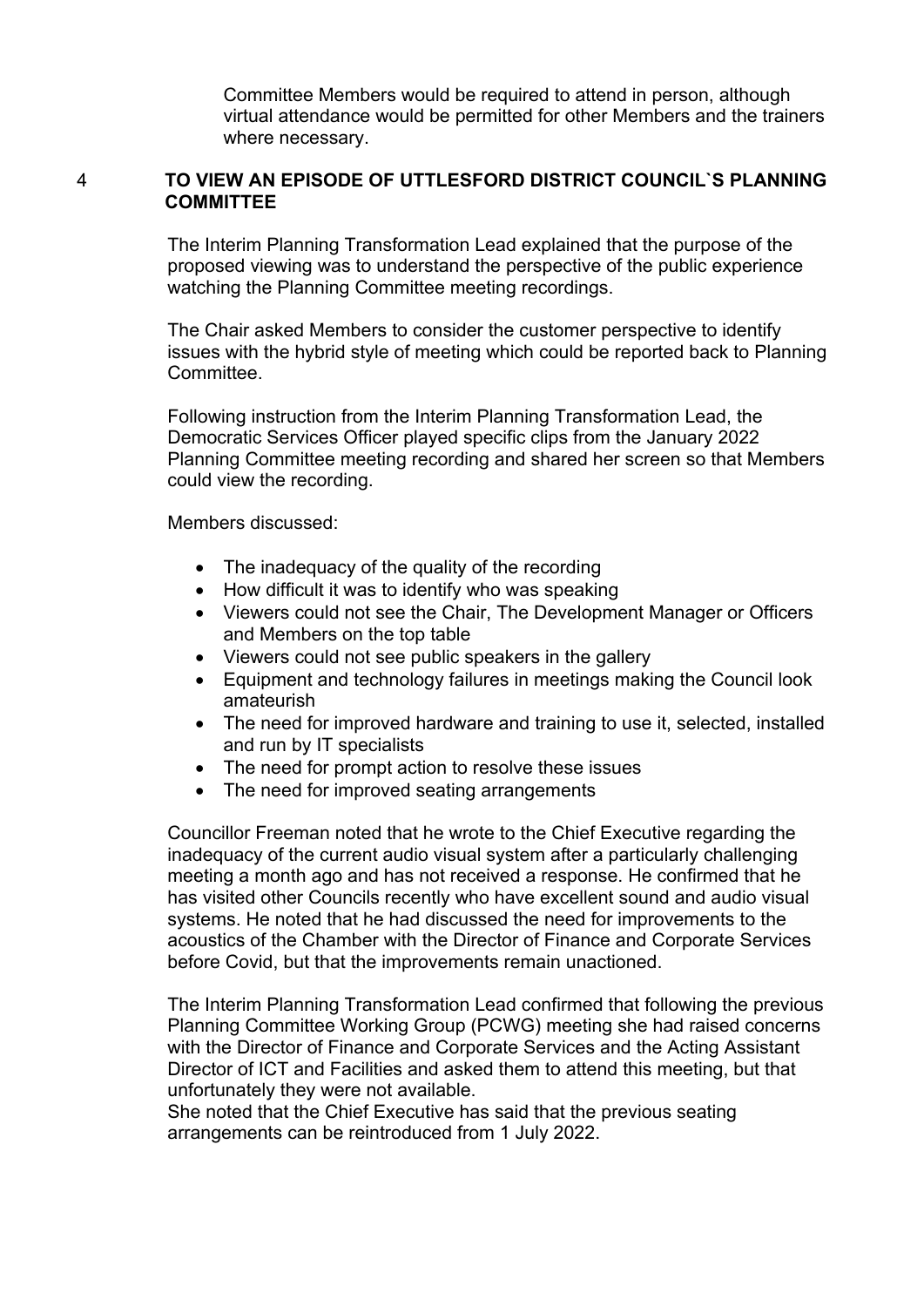Committee Members would be required to attend in person, although virtual attendance would be permitted for other Members and the trainers where necessary.

## 4 TO VIEW AN EPISODE OF UTTLESFORD DISTRICT COUNCIL`S PLANNING COMMITTEE

The Interim Planning Transformation Lead explained that the purpose of the proposed viewing was to understand the perspective of the public experience watching the Planning Committee meeting recordings.

The Chair asked Members to consider the customer perspective to identify issues with the hybrid style of meeting which could be reported back to Planning Committee.

Following instruction from the Interim Planning Transformation Lead, the Democratic Services Officer played specific clips from the January 2022 Planning Committee meeting recording and shared her screen so that Members could view the recording.

Members discussed:

- The inadequacy of the quality of the recording
- How difficult it was to identify who was speaking
- Viewers could not see the Chair, The Development Manager or Officers and Members on the top table
- Viewers could not see public speakers in the gallery
- Equipment and technology failures in meetings making the Council look amateurish
- The need for improved hardware and training to use it, selected, installed and run by IT specialists
- The need for prompt action to resolve these issues
- The need for improved seating arrangements

Councillor Freeman noted that he wrote to the Chief Executive regarding the inadequacy of the current audio visual system after a particularly challenging meeting a month ago and has not received a response. He confirmed that he has visited other Councils recently who have excellent sound and audio visual systems. He noted that he had discussed the need for improvements to the acoustics of the Chamber with the Director of Finance and Corporate Services before Covid, but that the improvements remain unactioned.

The Interim Planning Transformation Lead confirmed that following the previous Planning Committee Working Group (PCWG) meeting she had raised concerns with the Director of Finance and Corporate Services and the Acting Assistant Director of ICT and Facilities and asked them to attend this meeting, but that unfortunately they were not available.
She noted that the Chief Executive has said that the previous seating arrangements can be reintroduced from 1 July 2022.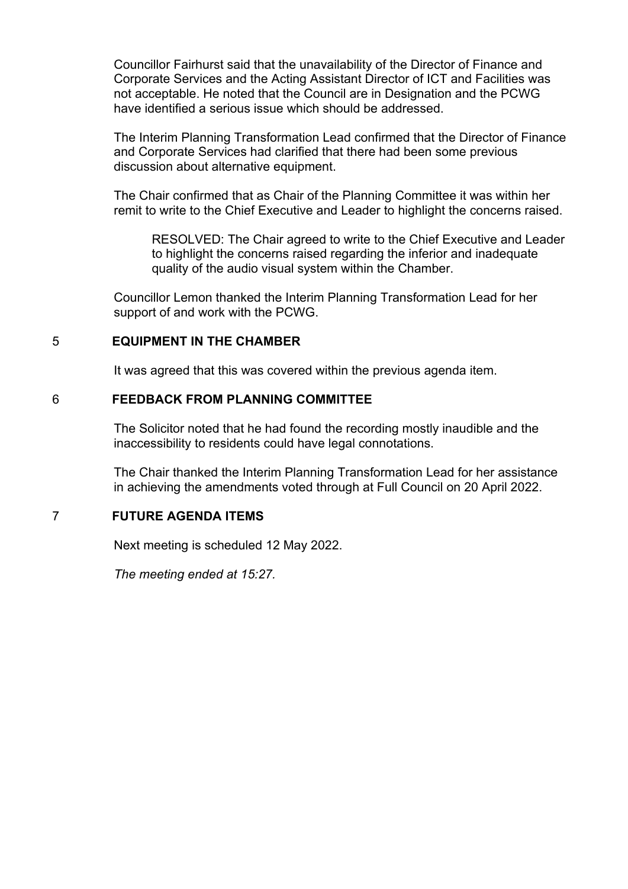Councillor Fairhurst said that the unavailability of the Director of Finance and Corporate Services and the Acting Assistant Director of ICT and Facilities was not acceptable. He noted that the Council are in Designation and the PCWG have identified a serious issue which should be addressed.

The Interim Planning Transformation Lead confirmed that the Director of Finance and Corporate Services had clarified that there had been some previous discussion about alternative equipment.

The Chair confirmed that as Chair of the Planning Committee it was within her remit to write to the Chief Executive and Leader to highlight the concerns raised.

> RESOLVED: The Chair agreed to write to the Chief Executive and Leader to highlight the concerns raised regarding the inferior and inadequate quality of the audio visual system within the Chamber.

Councillor Lemon thanked the Interim Planning Transformation Lead for her support of and work with the PCWG.

## 5 EQUIPMENT IN THE CHAMBER

It was agreed that this was covered within the previous agenda item.

## 6 FEEDBACK FROM PLANNING COMMITTEE

The Solicitor noted that he had found the recording mostly inaudible and the inaccessibility to residents could have legal connotations.

The Chair thanked the Interim Planning Transformation Lead for her assistance in achieving the amendments voted through at Full Council on 20 April 2022.

## 7 FUTURE AGENDA ITEMS

Next meeting is scheduled 12 May 2022.

*The meeting ended at 15:27.*